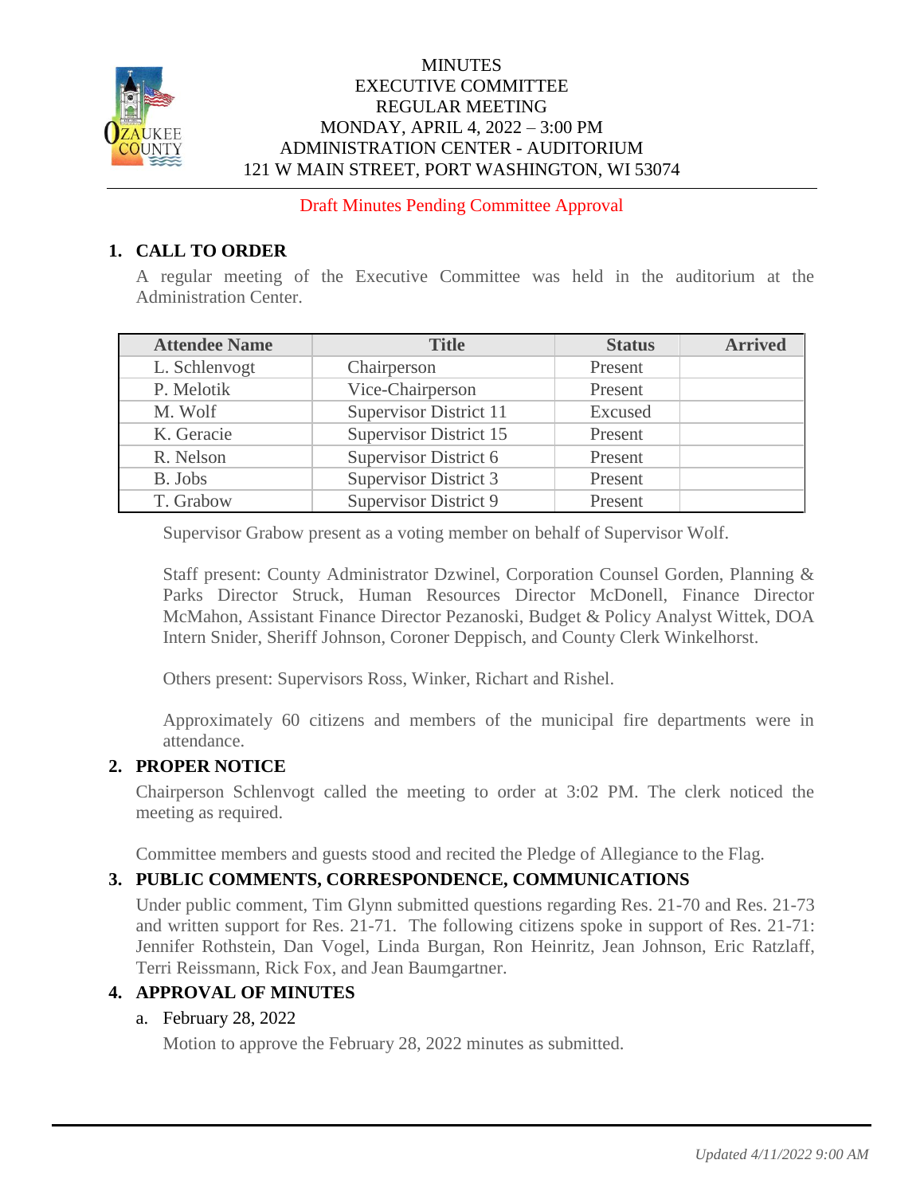# MINUTES
## EXECUTIVE COMMITTEE
## REGULAR MEETING
## MONDAY, APRIL 4, 2022 – 3:00 PM
## ADMINISTRATION CENTER - AUDITORIUM
## 121 W MAIN STREET, PORT WASHINGTON, WI 53074

Draft Minutes Pending Committee Approval

## 1. CALL TO ORDER

A regular meeting of the Executive Committee was held in the auditorium at the Administration Center.

| Attendee Name | Title | Status | Arrived |
|---|---|---|---|
| L. Schlenvogt | Chairperson | Present | |
| P. Melotik | Vice-Chairperson | Present | |
| M. Wolf | Supervisor District 11 | Excused | |
| K. Geracie | Supervisor District 15 | Present | |
| R. Nelson | Supervisor District 6 | Present | |
| B. Jobs | Supervisor District 3 | Present | |
| T. Grabow | Supervisor District 9 | Present | |

Supervisor Grabow present as a voting member on behalf of Supervisor Wolf.

Staff present: County Administrator Dzwinel, Corporation Counsel Gorden, Planning & Parks Director Struck, Human Resources Director McDonell, Finance Director McMahon, Assistant Finance Director Pezanoski, Budget & Policy Analyst Wittek, DOA Intern Snider, Sheriff Johnson, Coroner Deppisch, and County Clerk Winkelhorst.

Others present: Supervisors Ross, Winker, Richart and Rishel.

Approximately 60 citizens and members of the municipal fire departments were in attendance.

## 2. PROPER NOTICE

Chairperson Schlenvogt called the meeting to order at 3:02 PM. The clerk noticed the meeting as required.

Committee members and guests stood and recited the Pledge of Allegiance to the Flag.

## 3. PUBLIC COMMENTS, CORRESPONDENCE, COMMUNICATIONS

Under public comment, Tim Glynn submitted questions regarding Res. 21-70 and Res. 21-73 and written support for Res. 21-71. The following citizens spoke in support of Res. 21-71: Jennifer Rothstein, Dan Vogel, Linda Burgan, Ron Heinritz, Jean Johnson, Eric Ratzlaff, Terri Reissmann, Rick Fox, and Jean Baumgartner.

## 4. APPROVAL OF MINUTES

a. February 28, 2022

Motion to approve the February 28, 2022 minutes as submitted.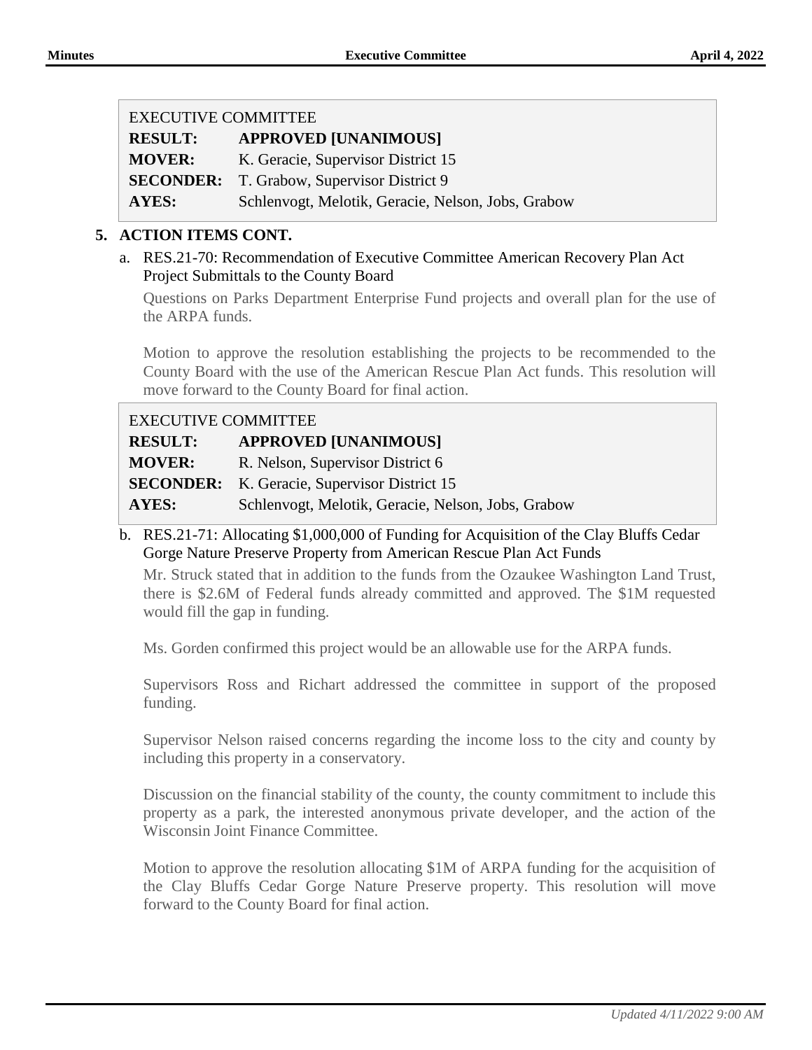| EXECUTIVE COMMITTEE | |
|---|---|
| **RESULT:** | **APPROVED [UNANIMOUS]** |
| **MOVER:** | K. Geracie, Supervisor District 15 |
| **SECONDER:** | T. Grabow, Supervisor District 9 |
| **AYES:** | Schlenvogt, Melotik, Geracie, Nelson, Jobs, Grabow |

## 5. ACTION ITEMS CONT.

a. RES.21-70: Recommendation of Executive Committee American Recovery Plan Act Project Submittals to the County Board

Questions on Parks Department Enterprise Fund projects and overall plan for the use of the ARPA funds.

Motion to approve the resolution establishing the projects to be recommended to the County Board with the use of the American Rescue Plan Act funds. This resolution will move forward to the County Board for final action.

| EXECUTIVE COMMITTEE | |
|---|---|
| **RESULT:** | **APPROVED [UNANIMOUS]** |
| **MOVER:** | R. Nelson, Supervisor District 6 |
| **SECONDER:** | K. Geracie, Supervisor District 15 |
| **AYES:** | Schlenvogt, Melotik, Geracie, Nelson, Jobs, Grabow |

b. RES.21-71: Allocating $1,000,000 of Funding for Acquisition of the Clay Bluffs Cedar Gorge Nature Preserve Property from American Rescue Plan Act Funds

Mr. Struck stated that in addition to the funds from the Ozaukee Washington Land Trust, there is $2.6M of Federal funds already committed and approved. The $1M requested would fill the gap in funding.

Ms. Gorden confirmed this project would be an allowable use for the ARPA funds.

Supervisors Ross and Richart addressed the committee in support of the proposed funding.

Supervisor Nelson raised concerns regarding the income loss to the city and county by including this property in a conservatory.

Discussion on the financial stability of the county, the county commitment to include this property as a park, the interested anonymous private developer, and the action of the Wisconsin Joint Finance Committee.

Motion to approve the resolution allocating $1M of ARPA funding for the acquisition of the Clay Bluffs Cedar Gorge Nature Preserve property. This resolution will move forward to the County Board for final action.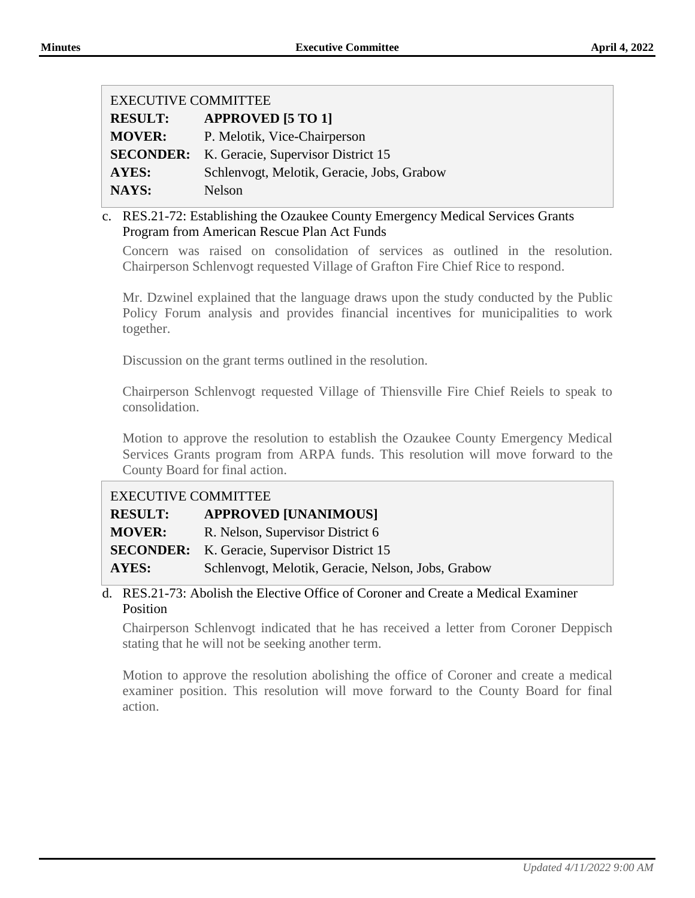| EXECUTIVE COMMITTEE | |
|---|---|
| **RESULT:** | **APPROVED [5 TO 1]** |
| **MOVER:** | P. Melotik, Vice-Chairperson |
| **SECONDER:** | K. Geracie, Supervisor District 15 |
| **AYES:** | Schlenvogt, Melotik, Geracie, Jobs, Grabow |
| **NAYS:** | Nelson |

c. RES.21-72: Establishing the Ozaukee County Emergency Medical Services Grants Program from American Rescue Plan Act Funds

Concern was raised on consolidation of services as outlined in the resolution. Chairperson Schlenvogt requested Village of Grafton Fire Chief Rice to respond.

Mr. Dzwinel explained that the language draws upon the study conducted by the Public Policy Forum analysis and provides financial incentives for municipalities to work together.

Discussion on the grant terms outlined in the resolution.

Chairperson Schlenvogt requested Village of Thiensville Fire Chief Reiels to speak to consolidation.

Motion to approve the resolution to establish the Ozaukee County Emergency Medical Services Grants program from ARPA funds. This resolution will move forward to the County Board for final action.

| EXECUTIVE COMMITTEE | |
|---|---|
| **RESULT:** | **APPROVED [UNANIMOUS]** |
| **MOVER:** | R. Nelson, Supervisor District 6 |
| **SECONDER:** | K. Geracie, Supervisor District 15 |
| **AYES:** | Schlenvogt, Melotik, Geracie, Nelson, Jobs, Grabow |

d. RES.21-73: Abolish the Elective Office of Coroner and Create a Medical Examiner Position

Chairperson Schlenvogt indicated that he has received a letter from Coroner Deppisch stating that he will not be seeking another term.

Motion to approve the resolution abolishing the office of Coroner and create a medical examiner position. This resolution will move forward to the County Board for final action.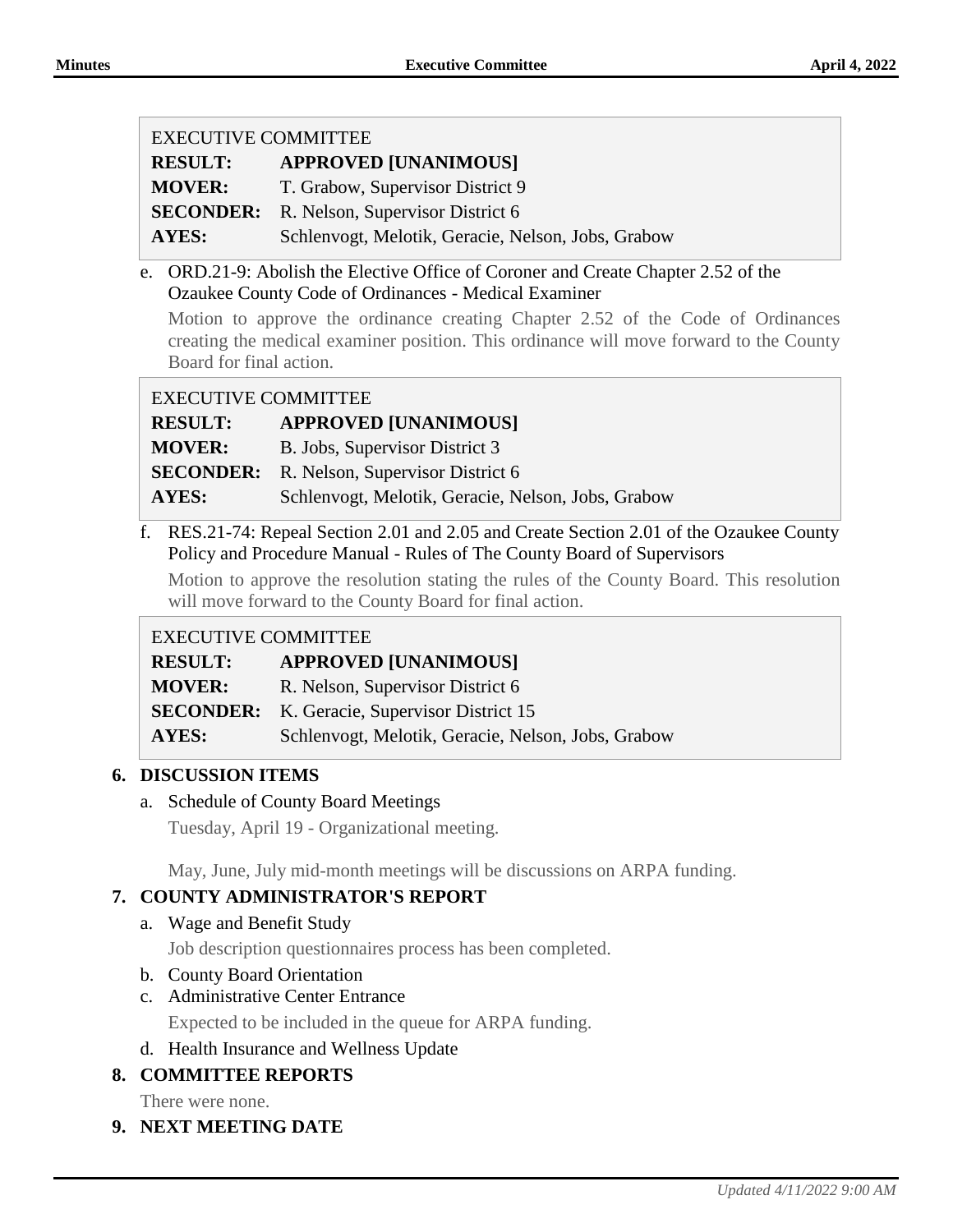| EXECUTIVE COMMITTEE | |
|---|---|
| **RESULT:** | **APPROVED [UNANIMOUS]** |
| **MOVER:** | T. Grabow, Supervisor District 9 |
| **SECONDER:** | R. Nelson, Supervisor District 6 |
| **AYES:** | Schlenvogt, Melotik, Geracie, Nelson, Jobs, Grabow |

e. ORD.21-9: Abolish the Elective Office of Coroner and Create Chapter 2.52 of the Ozaukee County Code of Ordinances - Medical Examiner

   Motion to approve the ordinance creating Chapter 2.52 of the Code of Ordinances creating the medical examiner position. This ordinance will move forward to the County Board for final action.

| EXECUTIVE COMMITTEE | |
|---|---|
| **RESULT:** | **APPROVED [UNANIMOUS]** |
| **MOVER:** | B. Jobs, Supervisor District 3 |
| **SECONDER:** | R. Nelson, Supervisor District 6 |
| **AYES:** | Schlenvogt, Melotik, Geracie, Nelson, Jobs, Grabow |

f. RES.21-74: Repeal Section 2.01 and 2.05 and Create Section 2.01 of the Ozaukee County Policy and Procedure Manual - Rules of The County Board of Supervisors

   Motion to approve the resolution stating the rules of the County Board. This resolution will move forward to the County Board for final action.

| EXECUTIVE COMMITTEE | |
|---|---|
| **RESULT:** | **APPROVED [UNANIMOUS]** |
| **MOVER:** | R. Nelson, Supervisor District 6 |
| **SECONDER:** | K. Geracie, Supervisor District 15 |
| **AYES:** | Schlenvogt, Melotik, Geracie, Nelson, Jobs, Grabow |

## 6. DISCUSSION ITEMS

a. Schedule of County Board Meetings

   Tuesday, April 19 - Organizational meeting.

   May, June, July mid-month meetings will be discussions on ARPA funding.

## 7. COUNTY ADMINISTRATOR'S REPORT

a. Wage and Benefit Study

   Job description questionnaires process has been completed.

b. County Board Orientation

c. Administrative Center Entrance

   Expected to be included in the queue for ARPA funding.

d. Health Insurance and Wellness Update

## 8. COMMITTEE REPORTS

There were none.

## 9. NEXT MEETING DATE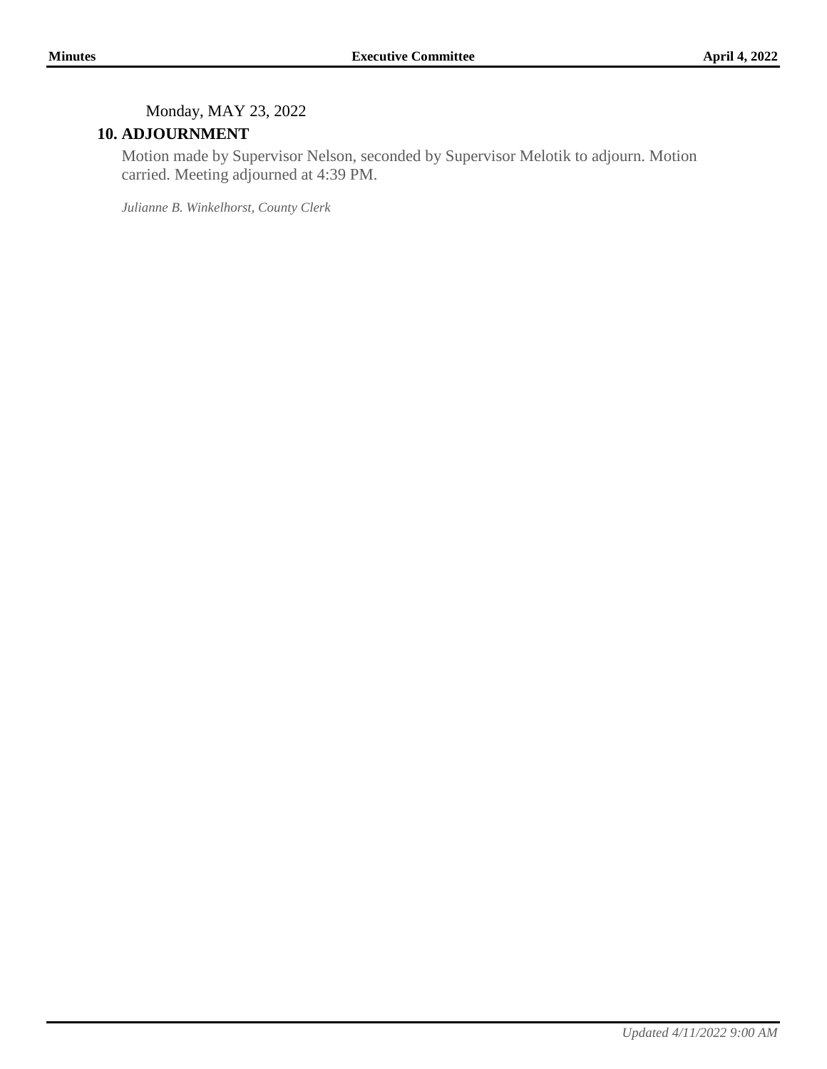Monday, MAY 23, 2022

## 10. ADJOURNMENT

Motion made by Supervisor Nelson, seconded by Supervisor Melotik to adjourn. Motion carried. Meeting adjourned at 4:39 PM.

*Julianne B. Winkelhorst, County Clerk*